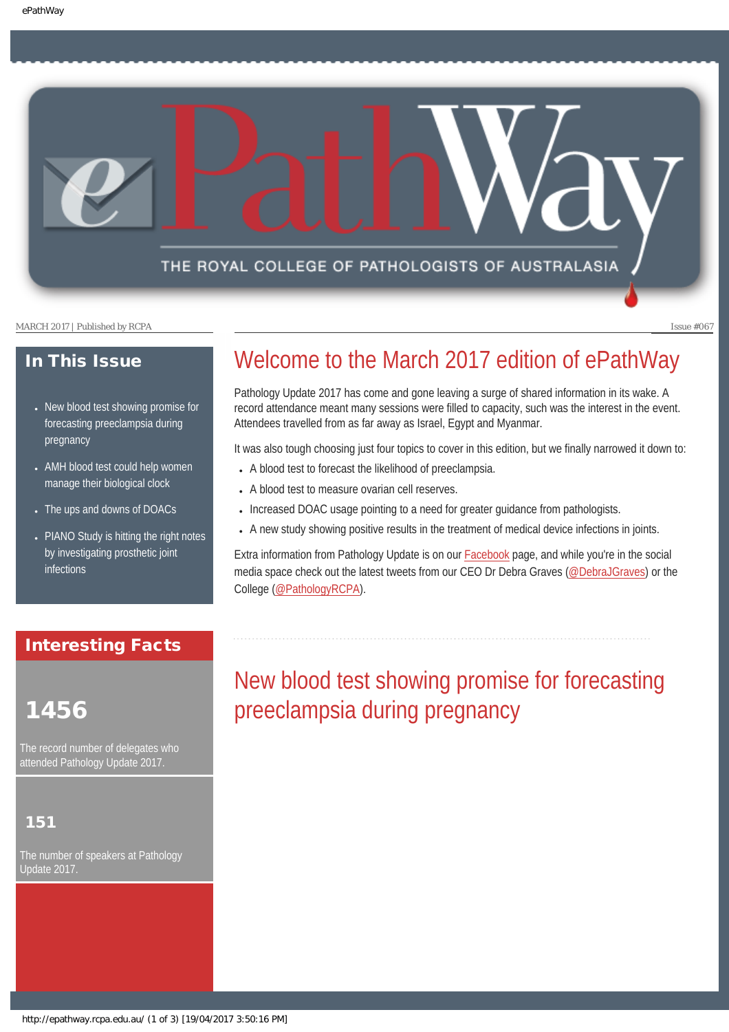# ePathWay

THE ROYAL COLLEGE OF PATHOLOGISTS OF AUSTRALASIA

MARCH 2017 | Published by RCPA

Issue #067

## In This Issue

- New blood test showing promise for forecasting preeclampsia during pregnancy
- AMH blood test could help women manage their biological clock
- The ups and downs of DOACs
- PIANO Study is hitting the right notes by investigating prosthetic joint infections

## Interesting Facts

**1456**

The record number of delegates who attended Pathology Update 2017.

**151**

The number of speakers at Pathology Update 2017.

# Welcome to the March 2017 edition of ePathWay

Pathology Update 2017 has come and gone leaving a surge of shared information in its wake. A record attendance meant many sessions were filled to capacity, such was the interest in the event. Attendees travelled from as far away as Israel, Egypt and Myanmar.

It was also tough choosing just four topics to cover in this edition, but we finally narrowed it down to:

- A blood test to forecast the likelihood of preeclampsia.
- A blood test to measure ovarian cell reserves.
- Increased DOAC usage pointing to a need for greater guidance from pathologists.
- A new study showing positive results in the treatment of medical device infections in joints.

Extra information from Pathology Update is on our Facebook page, and while you're in the social media space check out the latest tweets from our CEO Dr Debra Graves (@DebraJGraves) or the College (@PathologyRCPA).

# New blood test showing promise for forecasting preeclampsia during pregnancy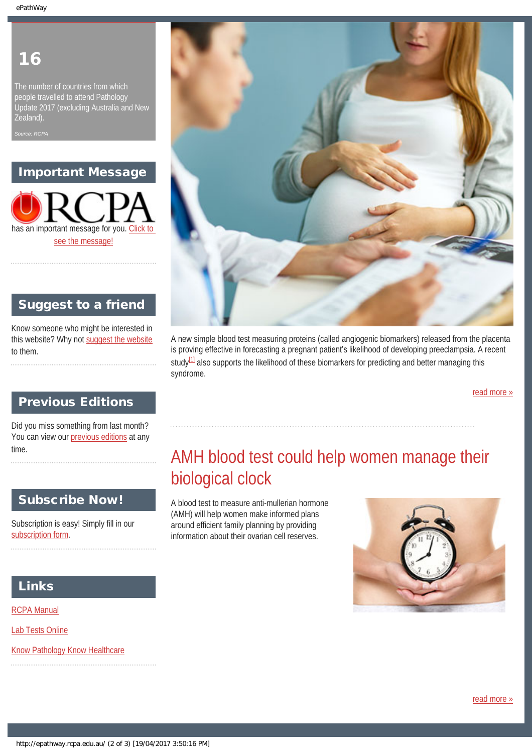**16**

The number of countries from which people travelled to attend Pathology Update 2017 (excluding Australia and New Zealand).

*Source: RCPA*

## Important Message

RCPA has an important message for you. Click to see the message!

## Suggest to a friend

Know someone who might be interested in this website? Why not suggest the website to them.

## Previous Editions

Did you miss something from last month? You can view our previous editions at any time.

## Subscribe Now!

Subscription is easy! Simply fill in our subscription form.

## Links

RCPA Manual

Lab Tests Online

Know Pathology Know Healthcare

A new simple blood test measuring proteins (called angiogenic biomarkers) released from the placenta is proving effective in forecasting a pregnant patient's likelihood of developing preeclampsia. A recent study[1] also supports the likelihood of these biomarkers for predicting and better managing this syndrome.

read more »

## AMH blood test could help women manage their biological clock

A blood test to measure anti-mullerian hormone (AMH) will help women make informed plans around efficient family planning by providing information about their ovarian cell reserves.

read more »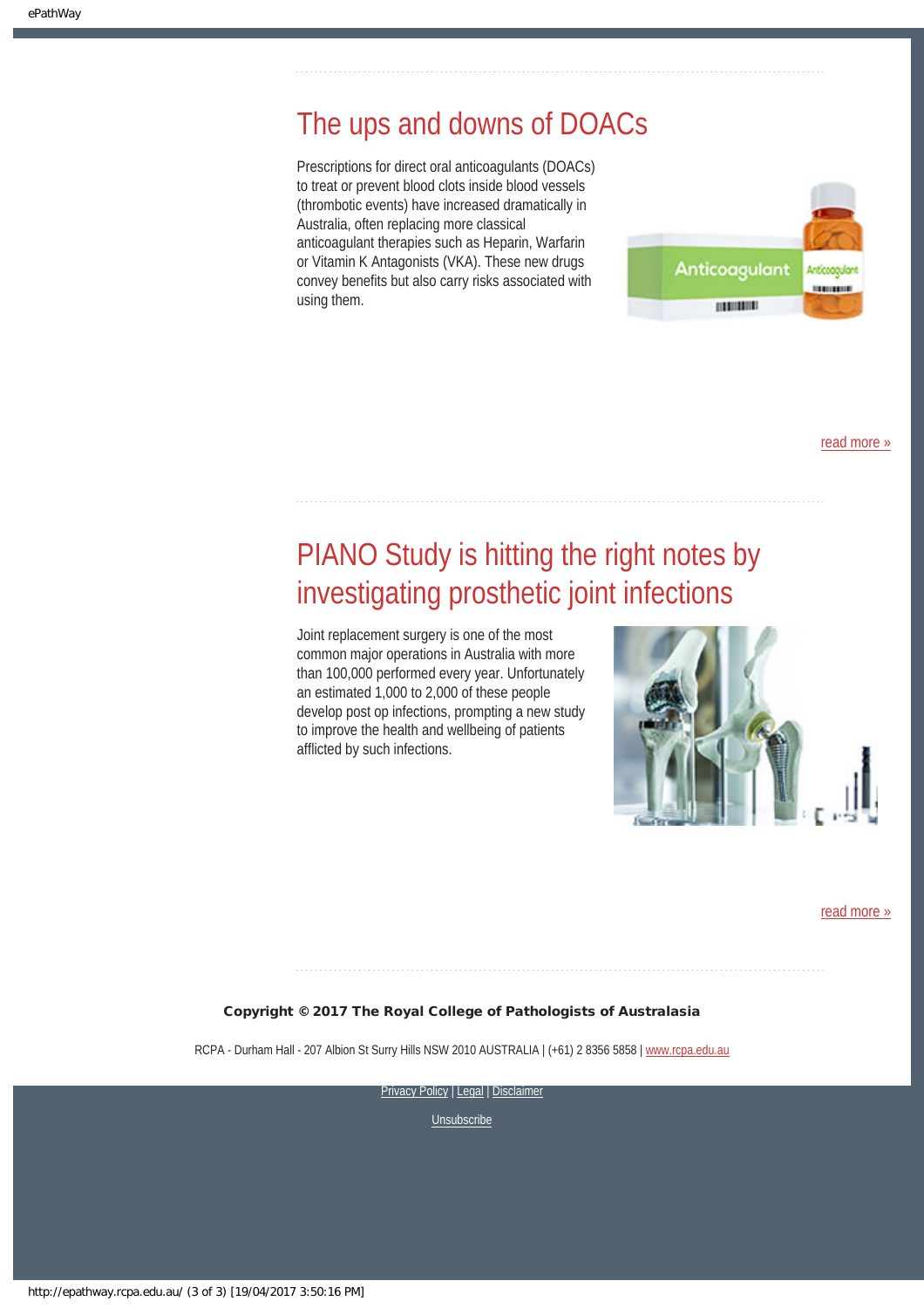## The ups and downs of DOACs

Prescriptions for direct oral anticoagulants (DOACs) to treat or prevent blood clots inside blood vessels (thrombotic events) have increased dramatically in Australia, often replacing more classical anticoagulant therapies such as Heparin, Warfarin or Vitamin K Antagonists (VKA). These new drugs convey benefits but also carry risks associated with using them.

read more »

## PIANO Study is hitting the right notes by investigating prosthetic joint infections

Joint replacement surgery is one of the most common major operations in Australia with more than 100,000 performed every year. Unfortunately an estimated 1,000 to 2,000 of these people develop post op infections, prompting a new study to improve the health and wellbeing of patients afflicted by such infections.

read more »

**Copyright © 2017 The Royal College of Pathologists of Australasia**

RCPA - Durham Hall - 207 Albion St Surry Hills NSW 2010 AUSTRALIA | (+61) 2 8356 5858 | www.rcpa.edu.au

Privacy Policy | Legal | Disclaimer

Unsubscribe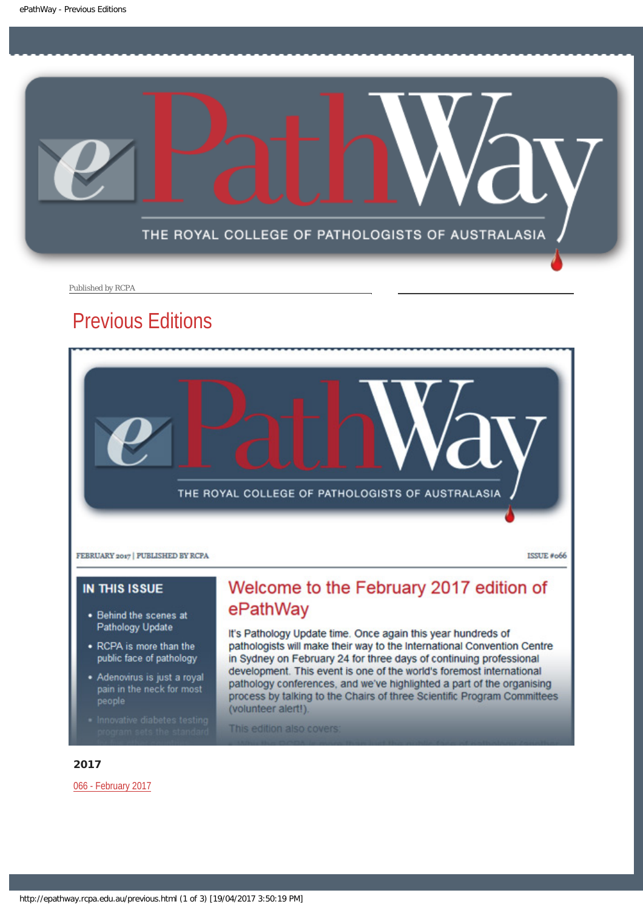Published by RCPA

# Previous Editions

FEBRUARY 2017 | PUBLISHED BY RCPA

ISSUE #066

**IN THIS ISSUE**

- Behind the scenes at Pathology Update
- RCPA is more than the public face of pathology
- Adenovirus is just a royal pain in the neck for most people
- Innovative diabetes testing program sets the standard

## Welcome to the February 2017 edition of ePathWay

It's Pathology Update time. Once again this year hundreds of pathologists will make their way to the International Convention Centre in Sydney on February 24 for three days of continuing professional development. This event is one of the world's foremost international pathology conferences, and we've highlighted a part of the organising process by talking to the Chairs of three Scientific Program Committees (volunteer alert!).

This edition also covers:

### 2017

066 - February 2017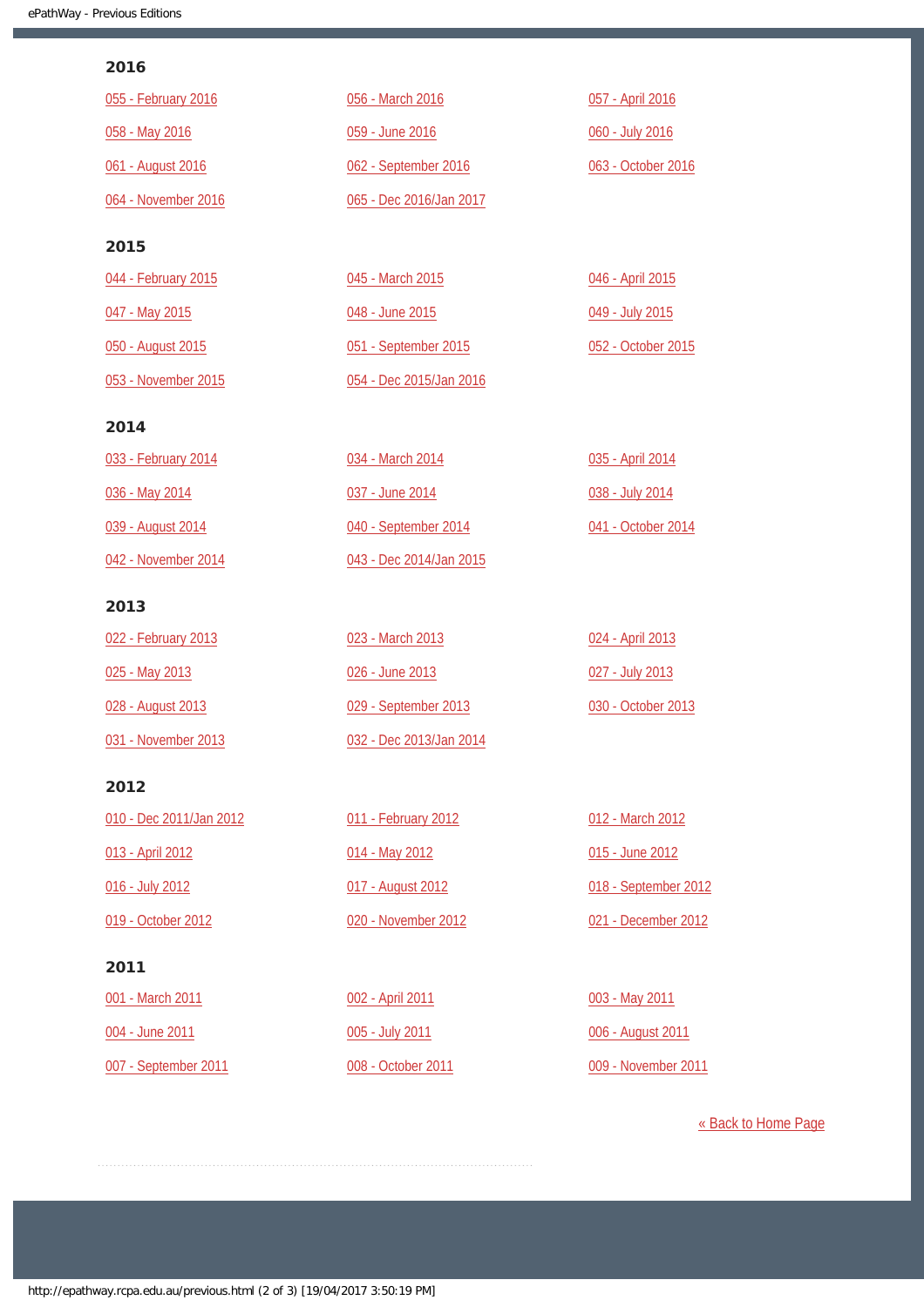## 2016

- 055 - February 2016
- 056 - March 2016
- 057 - April 2016
- 058 - May 2016
- 059 - June 2016
- 060 - July 2016
- 061 - August 2016
- 062 - September 2016
- 063 - October 2016
- 064 - November 2016
- 065 - Dec 2016/Jan 2017

## 2015

- 044 - February 2015
- 045 - March 2015
- 046 - April 2015
- 047 - May 2015
- 048 - June 2015
- 049 - July 2015
- 050 - August 2015
- 051 - September 2015
- 052 - October 2015
- 053 - November 2015
- 054 - Dec 2015/Jan 2016

## 2014

- 033 - February 2014
- 034 - March 2014
- 035 - April 2014
- 036 - May 2014
- 037 - June 2014
- 038 - July 2014
- 039 - August 2014
- 040 - September 2014
- 041 - October 2014
- 042 - November 2014
- 043 - Dec 2014/Jan 2015

## 2013

- 022 - February 2013
- 023 - March 2013
- 024 - April 2013
- 025 - May 2013
- 026 - June 2013
- 027 - July 2013
- 028 - August 2013
- 029 - September 2013
- 030 - October 2013
- 031 - November 2013
- 032 - Dec 2013/Jan 2014

## 2012

- 010 - Dec 2011/Jan 2012
- 011 - February 2012
- 012 - March 2012
- 013 - April 2012
- 014 - May 2012
- 015 - June 2012
- 016 - July 2012
- 017 - August 2012
- 018 - September 2012
- 019 - October 2012
- 020 - November 2012
- 021 - December 2012

## 2011

- 001 - March 2011
- 002 - April 2011
- 003 - May 2011
- 004 - June 2011
- 005 - July 2011
- 006 - August 2011
- 007 - September 2011
- 008 - October 2011
- 009 - November 2011

« Back to Home Page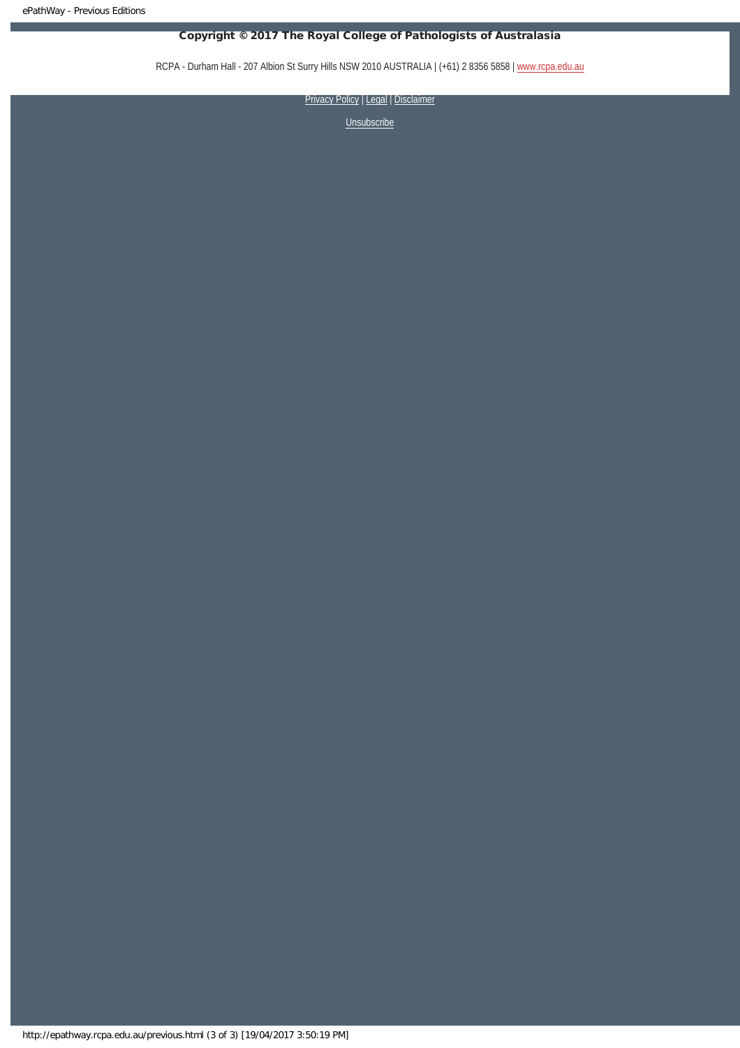**Copyright © 2017 The Royal College of Pathologists of Australasia**

RCPA - Durham Hall - 207 Albion St Surry Hills NSW 2010 AUSTRALIA | (+61) 2 8356 5858 | www.rcpa.edu.au

Privacy Policy | Legal | Disclaimer

Unsubscribe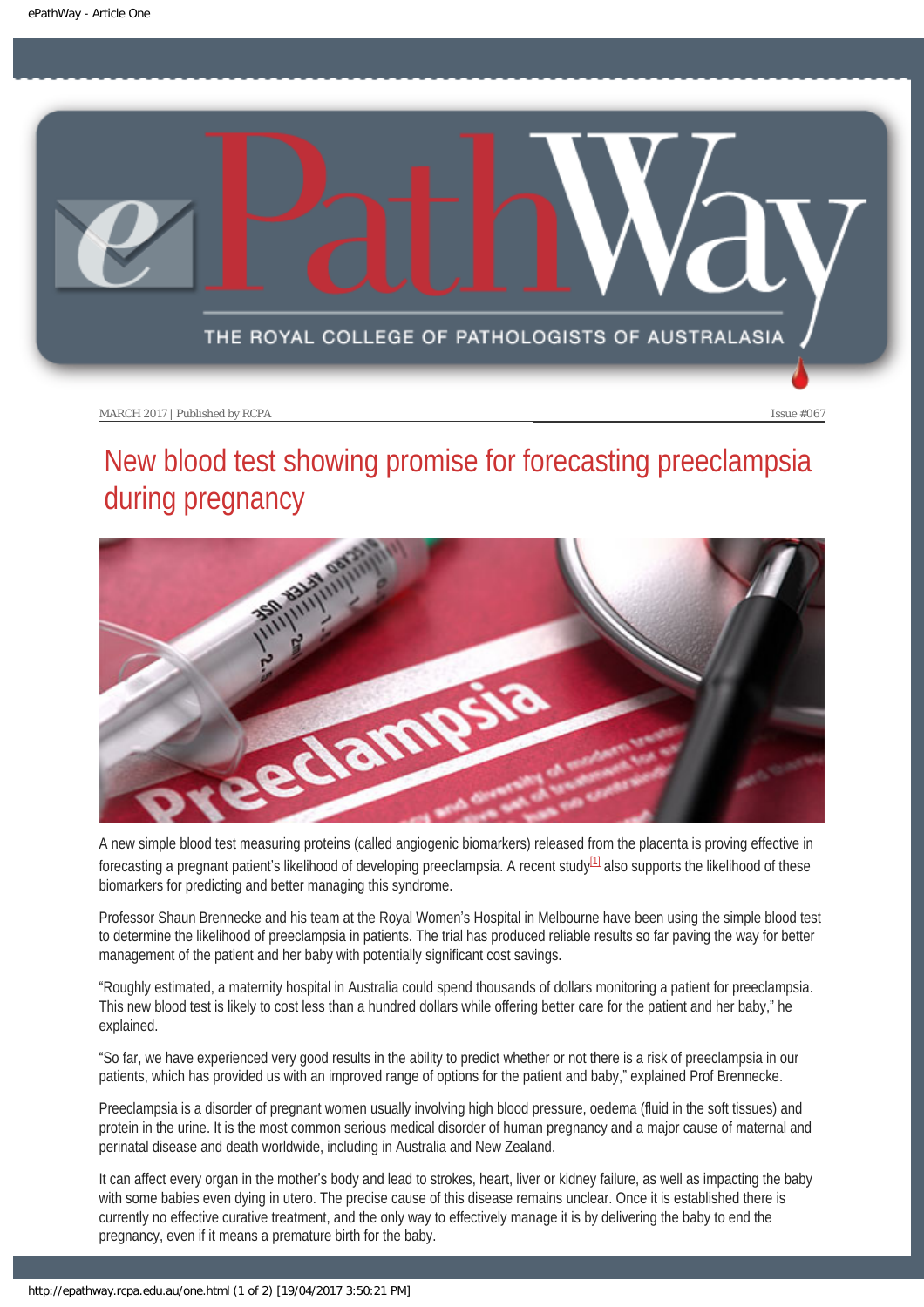MARCH 2017 | Published by RCPA Issue #067

# New blood test showing promise for forecasting preeclampsia during pregnancy

A new simple blood test measuring proteins (called angiogenic biomarkers) released from the placenta is proving effective in forecasting a pregnant patient's likelihood of developing preeclampsia. A recent study[1] also supports the likelihood of these biomarkers for predicting and better managing this syndrome.

Professor Shaun Brennecke and his team at the Royal Women's Hospital in Melbourne have been using the simple blood test to determine the likelihood of preeclampsia in patients. The trial has produced reliable results so far paving the way for better management of the patient and her baby with potentially significant cost savings.

"Roughly estimated, a maternity hospital in Australia could spend thousands of dollars monitoring a patient for preeclampsia. This new blood test is likely to cost less than a hundred dollars while offering better care for the patient and her baby," he explained.

"So far, we have experienced very good results in the ability to predict whether or not there is a risk of preeclampsia in our patients, which has provided us with an improved range of options for the patient and baby," explained Prof Brennecke.

Preeclampsia is a disorder of pregnant women usually involving high blood pressure, oedema (fluid in the soft tissues) and protein in the urine. It is the most common serious medical disorder of human pregnancy and a major cause of maternal and perinatal disease and death worldwide, including in Australia and New Zealand.

It can affect every organ in the mother's body and lead to strokes, heart, liver or kidney failure, as well as impacting the baby with some babies even dying in utero. The precise cause of this disease remains unclear. Once it is established there is currently no effective curative treatment, and the only way to effectively manage it is by delivering the baby to end the pregnancy, even if it means a premature birth for the baby.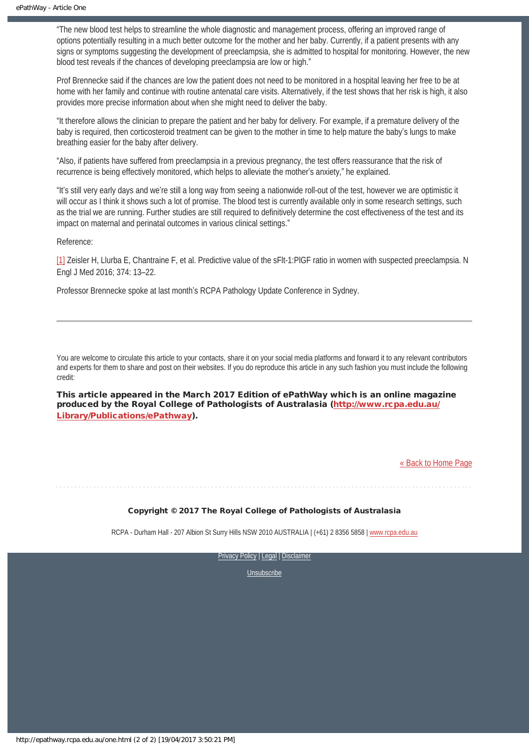"The new blood test helps to streamline the whole diagnostic and management process, offering an improved range of options potentially resulting in a much better outcome for the mother and her baby. Currently, if a patient presents with any signs or symptoms suggesting the development of preeclampsia, she is admitted to hospital for monitoring. However, the new blood test reveals if the chances of developing preeclampsia are low or high."

Prof Brennecke said if the chances are low the patient does not need to be monitored in a hospital leaving her free to be at home with her family and continue with routine antenatal care visits. Alternatively, if the test shows that her risk is high, it also provides more precise information about when she might need to deliver the baby.

"It therefore allows the clinician to prepare the patient and her baby for delivery. For example, if a premature delivery of the baby is required, then corticosteroid treatment can be given to the mother in time to help mature the baby's lungs to make breathing easier for the baby after delivery.

"Also, if patients have suffered from preeclampsia in a previous pregnancy, the test offers reassurance that the risk of recurrence is being effectively monitored, which helps to alleviate the mother's anxiety," he explained.

"It's still very early days and we're still a long way from seeing a nationwide roll-out of the test, however we are optimistic it will occur as I think it shows such a lot of promise. The blood test is currently available only in some research settings, such as the trial we are running. Further studies are still required to definitively determine the cost effectiveness of the test and its impact on maternal and perinatal outcomes in various clinical settings."

Reference:

[1] Zeisler H, Llurba E, Chantraine F, et al. Predictive value of the sFlt-1:PlGF ratio in women with suspected preeclampsia. N Engl J Med 2016; 374: 13–22.

Professor Brennecke spoke at last month's RCPA Pathology Update Conference in Sydney.

---

You are welcome to circulate this article to your contacts, share it on your social media platforms and forward it to any relevant contributors and experts for them to share and post on their websites. If you do reproduce this article in any such fashion you must include the following credit:

**This article appeared in the March 2017 Edition of ePathWay which is an online magazine produced by the Royal College of Pathologists of Australasia (http://www.rcpa.edu.au/Library/Publications/ePathway).**

« Back to Home Page

**Copyright © 2017 The Royal College of Pathologists of Australasia**

RCPA - Durham Hall - 207 Albion St Surry Hills NSW 2010 AUSTRALIA | (+61) 2 8356 5858 | www.rcpa.edu.au

Privacy Policy | Legal | Disclaimer

Unsubscribe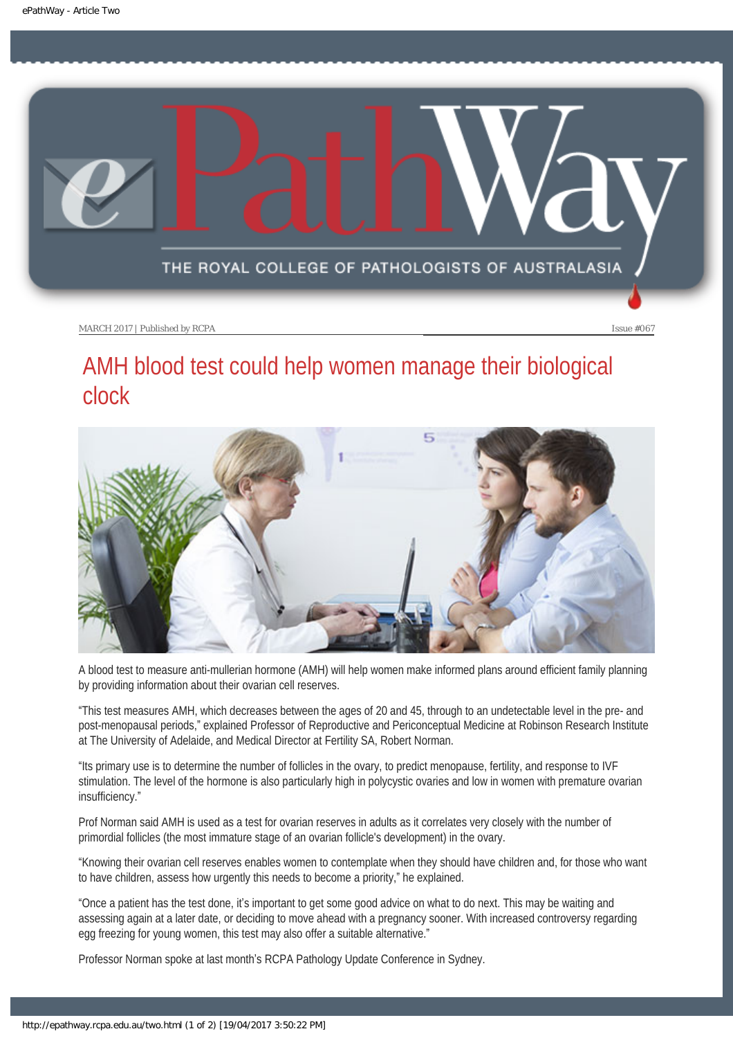MARCH 2017 | Published by RCPA

Issue #067

# AMH blood test could help women manage their biological clock

A blood test to measure anti-mullerian hormone (AMH) will help women make informed plans around efficient family planning by providing information about their ovarian cell reserves.

“This test measures AMH, which decreases between the ages of 20 and 45, through to an undetectable level in the pre- and post-menopausal periods,” explained Professor of Reproductive and Periconceptual Medicine at Robinson Research Institute at The University of Adelaide, and Medical Director at Fertility SA, Robert Norman.

“Its primary use is to determine the number of follicles in the ovary, to predict menopause, fertility, and response to IVF stimulation. The level of the hormone is also particularly high in polycystic ovaries and low in women with premature ovarian insufficiency.”

Prof Norman said AMH is used as a test for ovarian reserves in adults as it correlates very closely with the number of primordial follicles (the most immature stage of an ovarian follicle's development) in the ovary.

“Knowing their ovarian cell reserves enables women to contemplate when they should have children and, for those who want to have children, assess how urgently this needs to become a priority,” he explained.

“Once a patient has the test done, it’s important to get some good advice on what to do next. This may be waiting and assessing again at a later date, or deciding to move ahead with a pregnancy sooner. With increased controversy regarding egg freezing for young women, this test may also offer a suitable alternative.”

Professor Norman spoke at last month’s RCPA Pathology Update Conference in Sydney.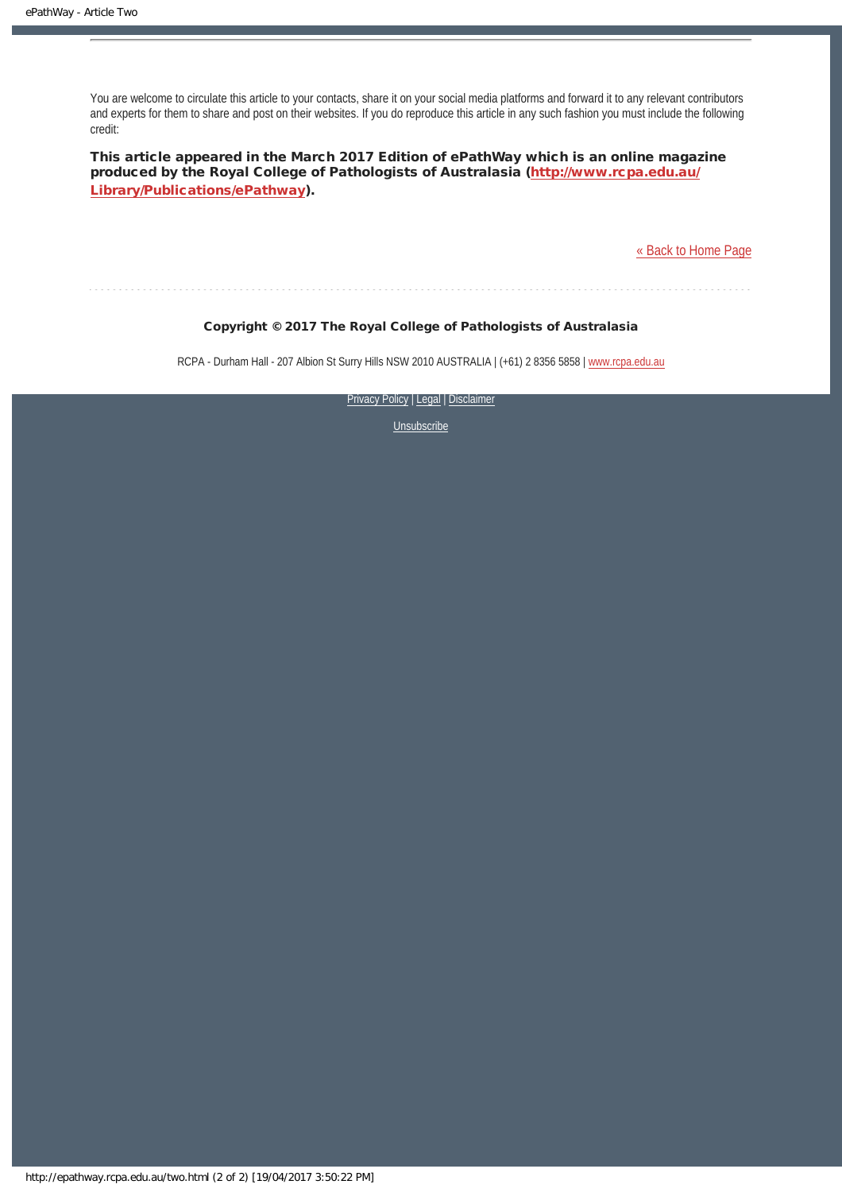You are welcome to circulate this article to your contacts, share it on your social media platforms and forward it to any relevant contributors and experts for them to share and post on their websites. If you do reproduce this article in any such fashion you must include the following credit:

**This article appeared in the March 2017 Edition of ePathWay which is an online magazine produced by the Royal College of Pathologists of Australasia ([http://www.rcpa.edu.au/Library/Publications/ePathway](http://www.rcpa.edu.au/Library/Publications/ePathway)).**

[« Back to Home Page](#)

---

**Copyright © 2017 The Royal College of Pathologists of Australasia**

RCPA - Durham Hall - 207 Albion St Surry Hills NSW 2010 AUSTRALIA | (+61) 2 8356 5858 | [www.rcpa.edu.au](http://www.rcpa.edu.au)

Privacy Policy | Legal | Disclaimer

Unsubscribe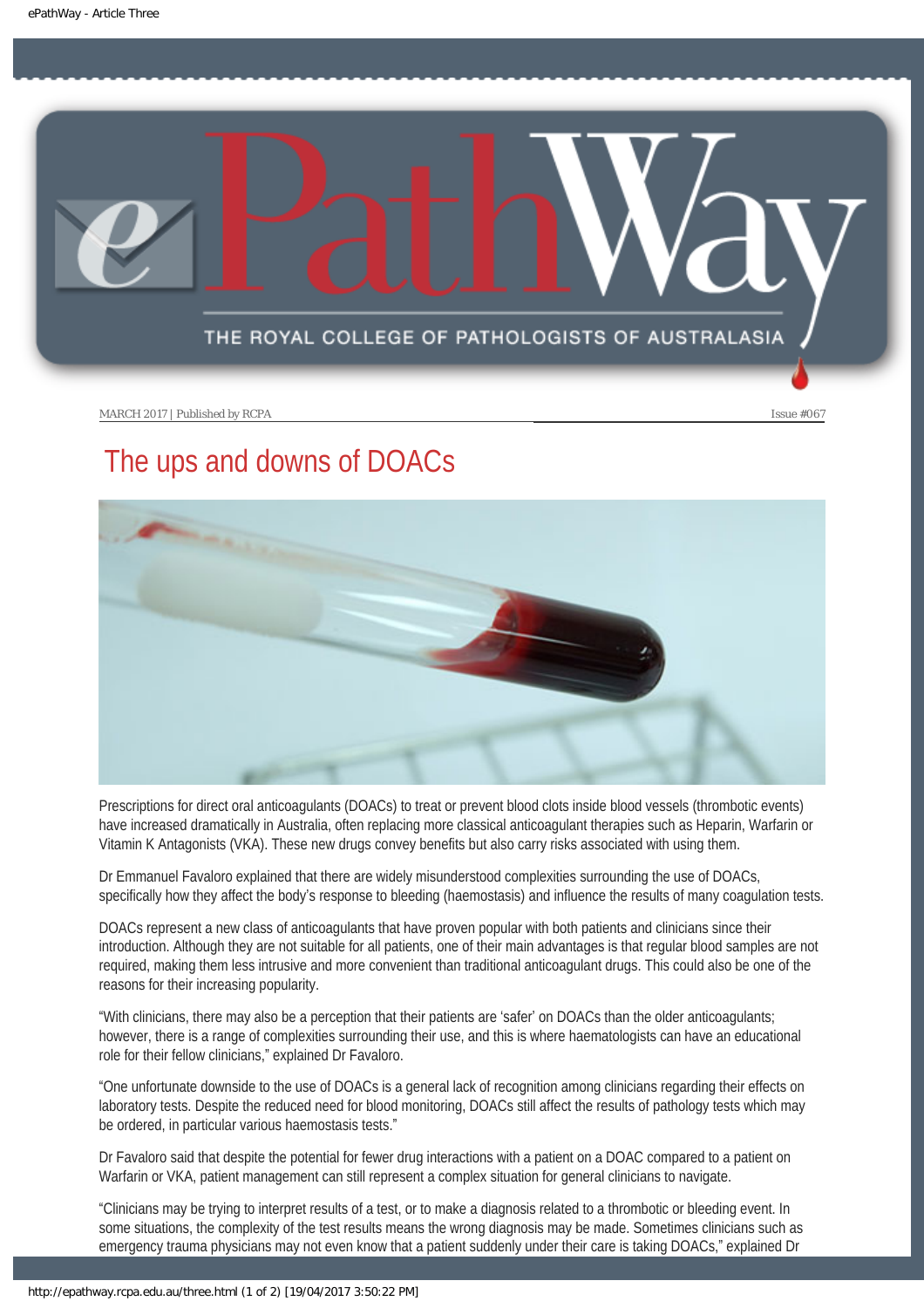# The ups and downs of DOACs

Prescriptions for direct oral anticoagulants (DOACs) to treat or prevent blood clots inside blood vessels (thrombotic events) have increased dramatically in Australia, often replacing more classical anticoagulant therapies such as Heparin, Warfarin or Vitamin K Antagonists (VKA). These new drugs convey benefits but also carry risks associated with using them.

Dr Emmanuel Favaloro explained that there are widely misunderstood complexities surrounding the use of DOACs, specifically how they affect the body's response to bleeding (haemostasis) and influence the results of many coagulation tests.

DOACs represent a new class of anticoagulants that have proven popular with both patients and clinicians since their introduction. Although they are not suitable for all patients, one of their main advantages is that regular blood samples are not required, making them less intrusive and more convenient than traditional anticoagulant drugs. This could also be one of the reasons for their increasing popularity.

"With clinicians, there may also be a perception that their patients are 'safer' on DOACs than the older anticoagulants; however, there is a range of complexities surrounding their use, and this is where haematologists can have an educational role for their fellow clinicians," explained Dr Favaloro.

"One unfortunate downside to the use of DOACs is a general lack of recognition among clinicians regarding their effects on laboratory tests. Despite the reduced need for blood monitoring, DOACs still affect the results of pathology tests which may be ordered, in particular various haemostasis tests."

Dr Favaloro said that despite the potential for fewer drug interactions with a patient on a DOAC compared to a patient on Warfarin or VKA, patient management can still represent a complex situation for general clinicians to navigate.

"Clinicians may be trying to interpret results of a test, or to make a diagnosis related to a thrombotic or bleeding event. In some situations, the complexity of the test results means the wrong diagnosis may be made. Sometimes clinicians such as emergency trauma physicians may not even know that a patient suddenly under their care is taking DOACs," explained Dr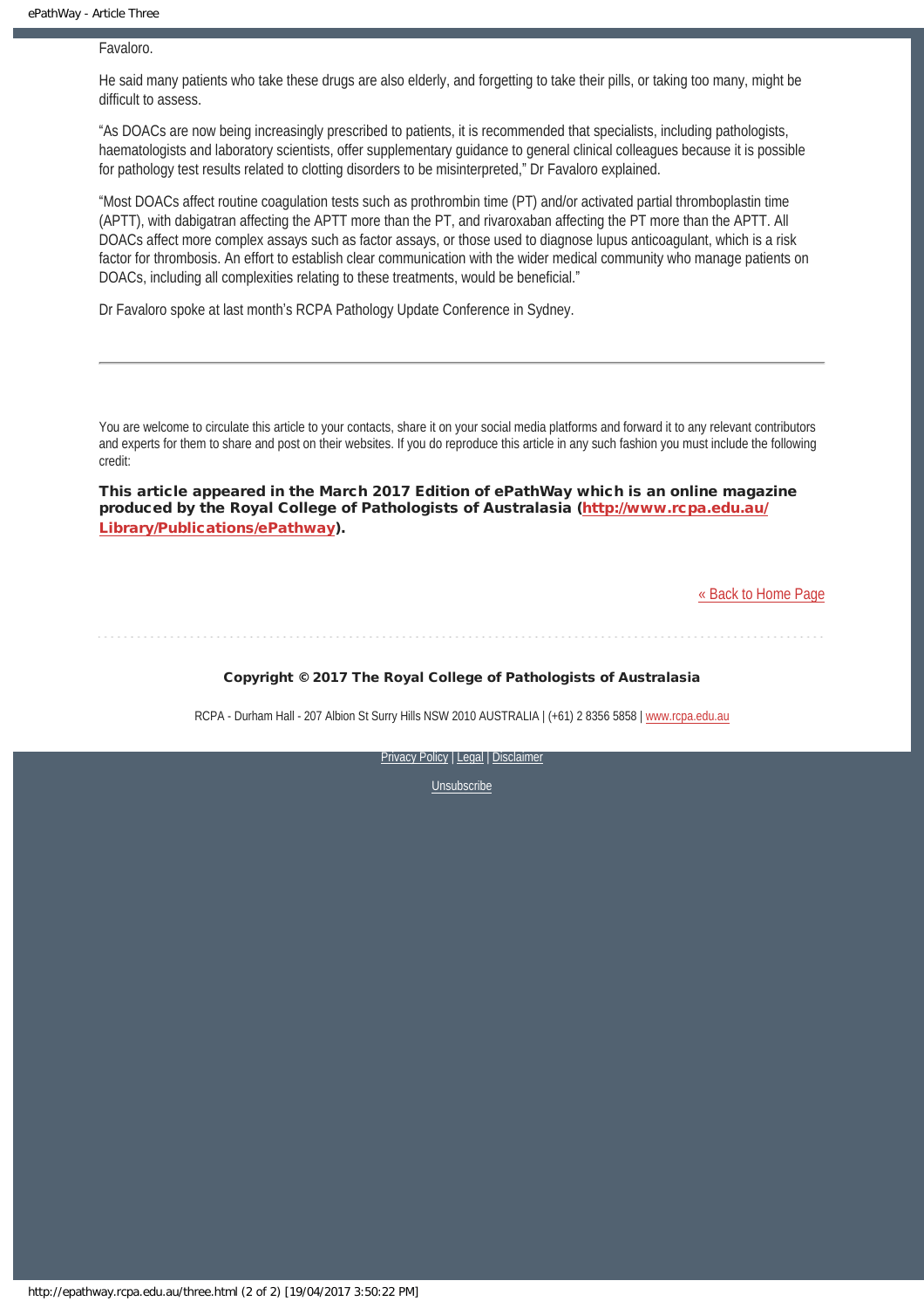Favaloro.

He said many patients who take these drugs are also elderly, and forgetting to take their pills, or taking too many, might be difficult to assess.

"As DOACs are now being increasingly prescribed to patients, it is recommended that specialists, including pathologists, haematologists and laboratory scientists, offer supplementary guidance to general clinical colleagues because it is possible for pathology test results related to clotting disorders to be misinterpreted," Dr Favaloro explained.

"Most DOACs affect routine coagulation tests such as prothrombin time (PT) and/or activated partial thromboplastin time (APTT), with dabigatran affecting the APTT more than the PT, and rivaroxaban affecting the PT more than the APTT. All DOACs affect more complex assays such as factor assays, or those used to diagnose lupus anticoagulant, which is a risk factor for thrombosis. An effort to establish clear communication with the wider medical community who manage patients on DOACs, including all complexities relating to these treatments, would be beneficial."

Dr Favaloro spoke at last month's RCPA Pathology Update Conference in Sydney.

---

You are welcome to circulate this article to your contacts, share it on your social media platforms and forward it to any relevant contributors and experts for them to share and post on their websites. If you do reproduce this article in any such fashion you must include the following credit:

**This article appeared in the March 2017 Edition of ePathWay which is an online magazine produced by the Royal College of Pathologists of Australasia ([http://www.rcpa.edu.au/Library/Publications/ePathway](http://www.rcpa.edu.au/Library/Publications/ePathway)).**

[« Back to Home Page]

**Copyright © 2017 The Royal College of Pathologists of Australasia**

RCPA - Durham Hall - 207 Albion St Surry Hills NSW 2010 AUSTRALIA | (+61) 2 8356 5858 | www.rcpa.edu.au

Privacy Policy | Legal | Disclaimer

Unsubscribe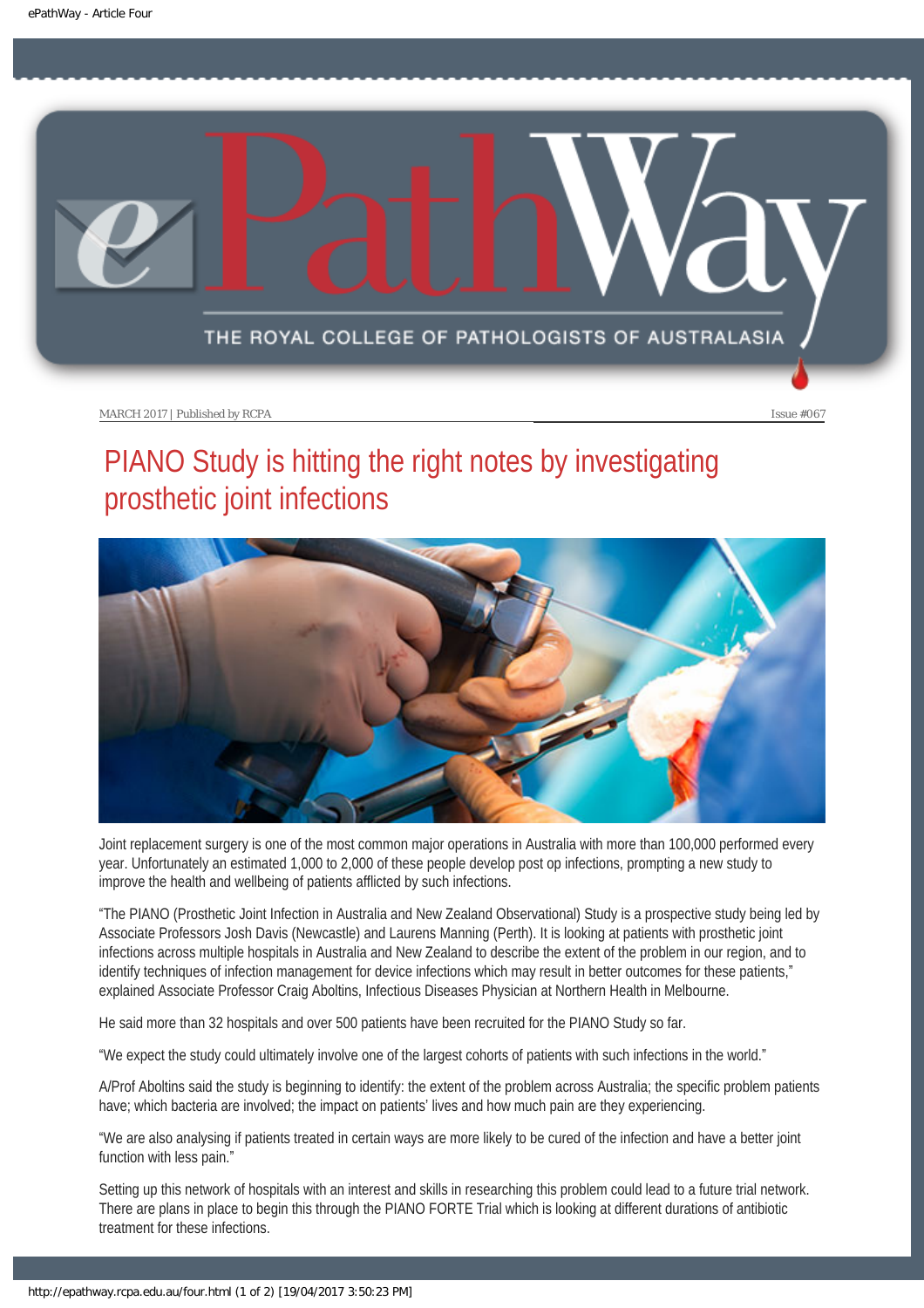MARCH 2017 | Published by RCPA

Issue #067

# PIANO Study is hitting the right notes by investigating prosthetic joint infections

Joint replacement surgery is one of the most common major operations in Australia with more than 100,000 performed every year. Unfortunately an estimated 1,000 to 2,000 of these people develop post op infections, prompting a new study to improve the health and wellbeing of patients afflicted by such infections.

"The PIANO (Prosthetic Joint Infection in Australia and New Zealand Observational) Study is a prospective study being led by Associate Professors Josh Davis (Newcastle) and Laurens Manning (Perth). It is looking at patients with prosthetic joint infections across multiple hospitals in Australia and New Zealand to describe the extent of the problem in our region, and to identify techniques of infection management for device infections which may result in better outcomes for these patients," explained Associate Professor Craig Aboltins, Infectious Diseases Physician at Northern Health in Melbourne.

He said more than 32 hospitals and over 500 patients have been recruited for the PIANO Study so far.

"We expect the study could ultimately involve one of the largest cohorts of patients with such infections in the world."

A/Prof Aboltins said the study is beginning to identify: the extent of the problem across Australia; the specific problem patients have; which bacteria are involved; the impact on patients' lives and how much pain are they experiencing.

"We are also analysing if patients treated in certain ways are more likely to be cured of the infection and have a better joint function with less pain."

Setting up this network of hospitals with an interest and skills in researching this problem could lead to a future trial network. There are plans in place to begin this through the PIANO FORTE Trial which is looking at different durations of antibiotic treatment for these infections.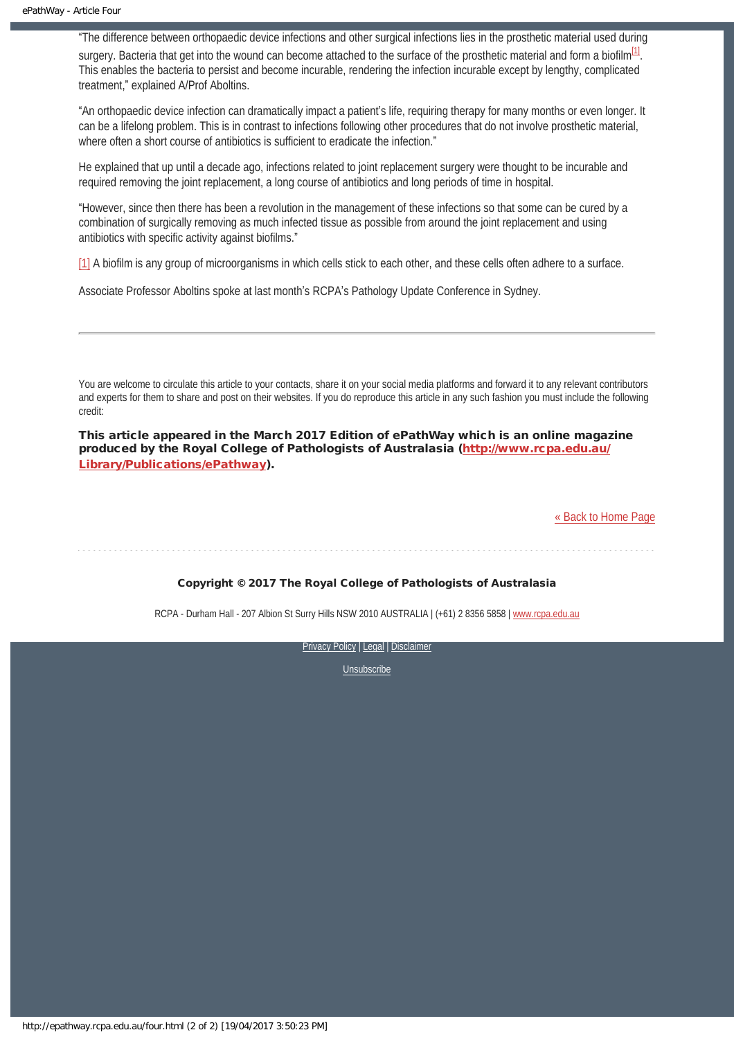"The difference between orthopaedic device infections and other surgical infections lies in the prosthetic material used during surgery. Bacteria that get into the wound can become attached to the surface of the prosthetic material and form a biofilm[1]. This enables the bacteria to persist and become incurable, rendering the infection incurable except by lengthy, complicated treatment," explained A/Prof Aboltins.

"An orthopaedic device infection can dramatically impact a patient's life, requiring therapy for many months or even longer. It can be a lifelong problem. This is in contrast to infections following other procedures that do not involve prosthetic material, where often a short course of antibiotics is sufficient to eradicate the infection."

He explained that up until a decade ago, infections related to joint replacement surgery were thought to be incurable and required removing the joint replacement, a long course of antibiotics and long periods of time in hospital.

"However, since then there has been a revolution in the management of these infections so that some can be cured by a combination of surgically removing as much infected tissue as possible from around the joint replacement and using antibiotics with specific activity against biofilms."

[1] A biofilm is any group of microorganisms in which cells stick to each other, and these cells often adhere to a surface.

Associate Professor Aboltins spoke at last month's RCPA's Pathology Update Conference in Sydney.

---

You are welcome to circulate this article to your contacts, share it on your social media platforms and forward it to any relevant contributors and experts for them to share and post on their websites. If you do reproduce this article in any such fashion you must include the following credit:

**This article appeared in the March 2017 Edition of ePathWay which is an online magazine produced by the Royal College of Pathologists of Australasia (http://www.rcpa.edu.au/Library/Publications/ePathway).**

« Back to Home Page

**Copyright © 2017 The Royal College of Pathologists of Australasia**

RCPA - Durham Hall - 207 Albion St Surry Hills NSW 2010 AUSTRALIA | (+61) 2 8356 5858 | www.rcpa.edu.au

Privacy Policy | Legal | Disclaimer

Unsubscribe